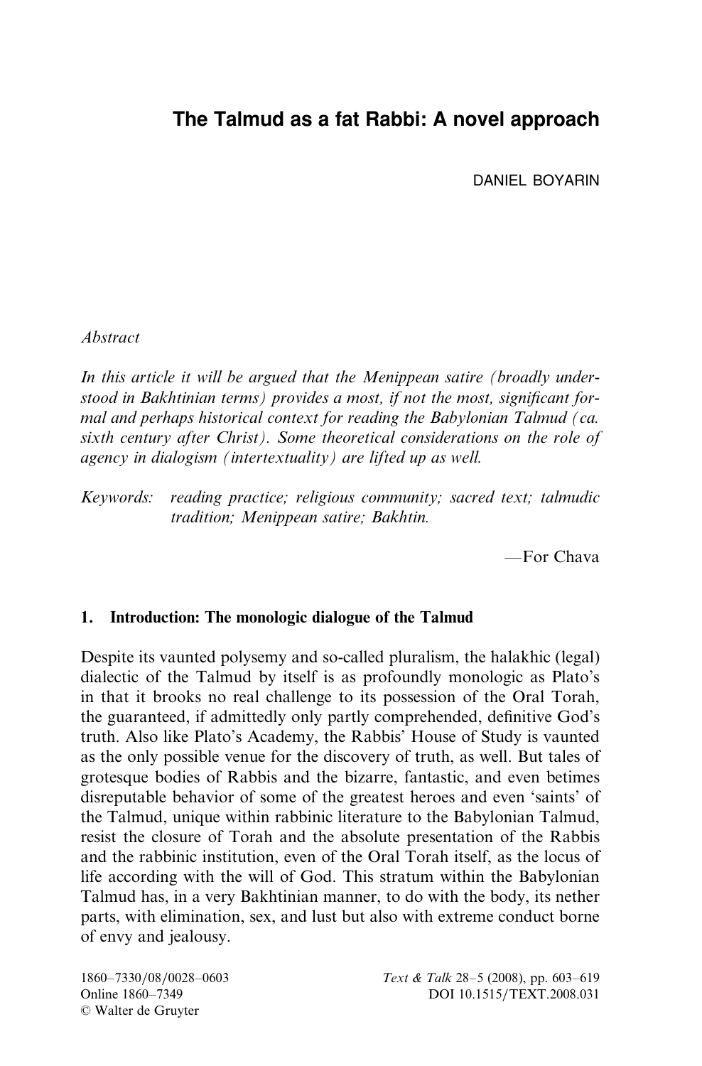# The Talmud as a fat Rabbi: A novel approach

DANIEL BOYARIN

*Abstract*

*In this article it will be argued that the Menippean satire (broadly understood in Bakhtinian terms) provides a most, if not the most, significant formal and perhaps historical context for reading the Babylonian Talmud (ca. sixth century after Christ). Some theoretical considerations on the role of agency in dialogism (intertextuality) are lifted up as well.*

*Keywords: reading practice; religious community; sacred text; talmudic tradition; Menippean satire; Bakhtin.*

—For Chava

## 1. Introduction: The monologic dialogue of the Talmud

Despite its vaunted polysemy and so-called pluralism, the halakhic (legal) dialectic of the Talmud by itself is as profoundly monologic as Plato's in that it brooks no real challenge to its possession of the Oral Torah, the guaranteed, if admittedly only partly comprehended, definitive God's truth. Also like Plato's Academy, the Rabbis' House of Study is vaunted as the only possible venue for the discovery of truth, as well. But tales of grotesque bodies of Rabbis and the bizarre, fantastic, and even betimes disreputable behavior of some of the greatest heroes and even 'saints' of the Talmud, unique within rabbinic literature to the Babylonian Talmud, resist the closure of Torah and the absolute presentation of the Rabbis and the rabbinic institution, even of the Oral Torah itself, as the locus of life according with the will of God. This stratum within the Babylonian Talmud has, in a very Bakhtinian manner, to do with the body, its nether parts, with elimination, sex, and lust but also with extreme conduct borne of envy and jealousy.

1860–7330/08/0028–0603
Online 1860–7349
© Walter de Gruyter

*Text & Talk* 28–5 (2008), pp. 603–619
DOI 10.1515/TEXT.2008.031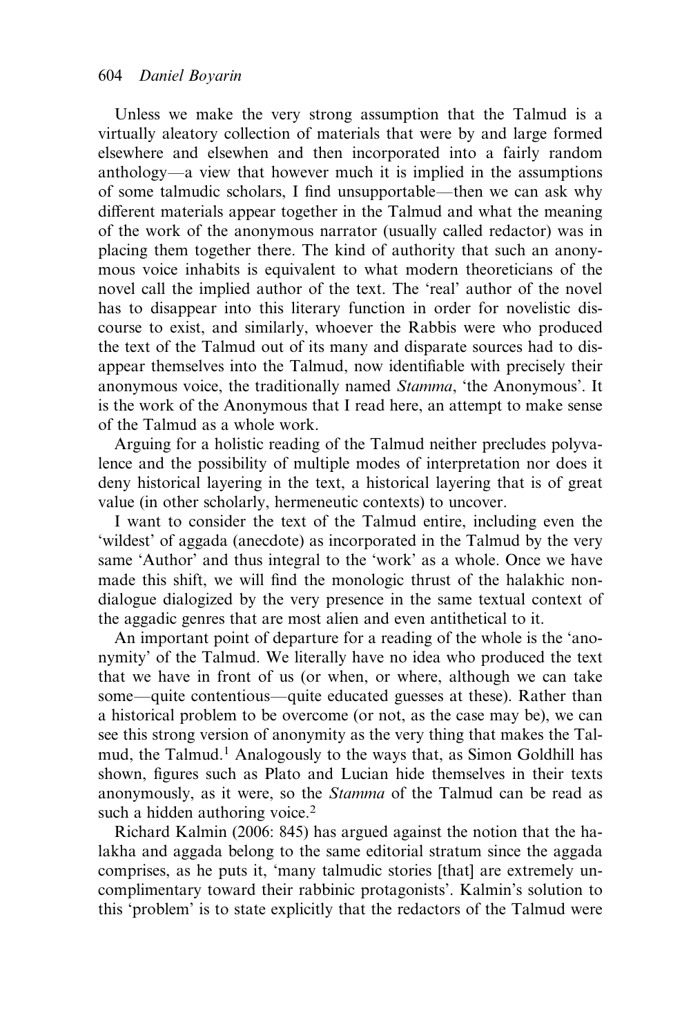Unless we make the very strong assumption that the Talmud is a virtually aleatory collection of materials that were by and large formed elsewhere and elsewhen and then incorporated into a fairly random anthology—a view that however much it is implied in the assumptions of some talmudic scholars, I find unsupportable—then we can ask why different materials appear together in the Talmud and what the meaning of the work of the anonymous narrator (usually called redactor) was in placing them together there. The kind of authority that such an anonymous voice inhabits is equivalent to what modern theoreticians of the novel call the implied author of the text. The 'real' author of the novel has to disappear into this literary function in order for novelistic discourse to exist, and similarly, whoever the Rabbis were who produced the text of the Talmud out of its many and disparate sources had to disappear themselves into the Talmud, now identifiable with precisely their anonymous voice, the traditionally named *Stamma*, 'the Anonymous'. It is the work of the Anonymous that I read here, an attempt to make sense of the Talmud as a whole work.

Arguing for a holistic reading of the Talmud neither precludes polyvalence and the possibility of multiple modes of interpretation nor does it deny historical layering in the text, a historical layering that is of great value (in other scholarly, hermeneutic contexts) to uncover.

I want to consider the text of the Talmud entire, including even the 'wildest' of aggada (anecdote) as incorporated in the Talmud by the very same 'Author' and thus integral to the 'work' as a whole. Once we have made this shift, we will find the monologic thrust of the halakhic non-dialogue dialogized by the very presence in the same textual context of the aggadic genres that are most alien and even antithetical to it.

An important point of departure for a reading of the whole is the 'anonymity' of the Talmud. We literally have no idea who produced the text that we have in front of us (or when, or where, although we can take some—quite contentious—quite educated guesses at these). Rather than a historical problem to be overcome (or not, as the case may be), we can see this strong version of anonymity as the very thing that makes the Talmud, the Talmud.[1] Analogously to the ways that, as Simon Goldhill has shown, figures such as Plato and Lucian hide themselves in their texts anonymously, as it were, so the *Stamma* of the Talmud can be read as such a hidden authoring voice.[2]

Richard Kalmin (2006: 845) has argued against the notion that the halakha and aggada belong to the same editorial stratum since the aggada comprises, as he puts it, 'many talmudic stories [that] are extremely uncomplimentary toward their rabbinic protagonists'. Kalmin's solution to this 'problem' is to state explicitly that the redactors of the Talmud were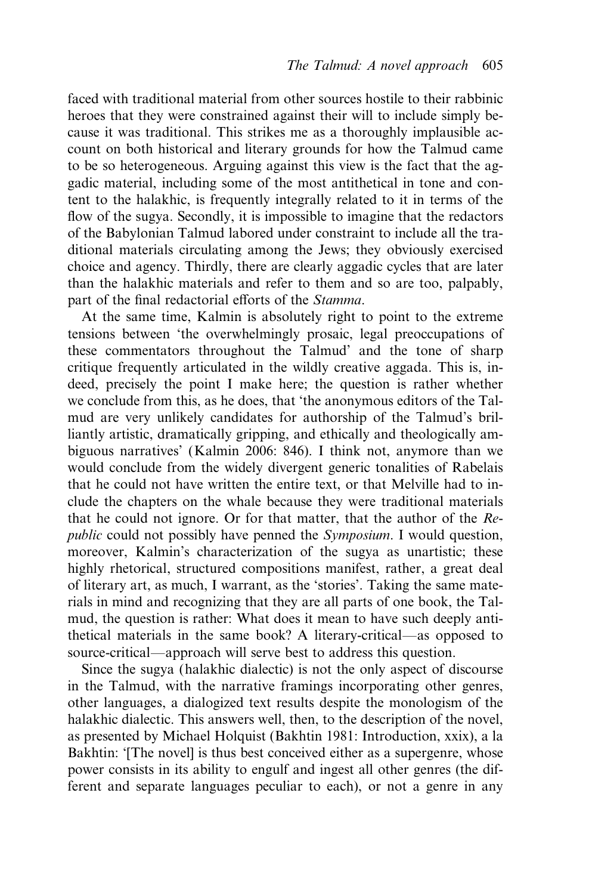faced with traditional material from other sources hostile to their rabbinic heroes that they were constrained against their will to include simply because it was traditional. This strikes me as a thoroughly implausible account on both historical and literary grounds for how the Talmud came to be so heterogeneous. Arguing against this view is the fact that the aggadic material, including some of the most antithetical in tone and content to the halakhic, is frequently integrally related to it in terms of the flow of the sugya. Secondly, it is impossible to imagine that the redactors of the Babylonian Talmud labored under constraint to include all the traditional materials circulating among the Jews; they obviously exercised choice and agency. Thirdly, there are clearly aggadic cycles that are later than the halakhic materials and refer to them and so are too, palpably, part of the final redactorial efforts of the *Stamma*.

At the same time, Kalmin is absolutely right to point to the extreme tensions between 'the overwhelmingly prosaic, legal preoccupations of these commentators throughout the Talmud' and the tone of sharp critique frequently articulated in the wildly creative aggada. This is, indeed, precisely the point I make here; the question is rather whether we conclude from this, as he does, that 'the anonymous editors of the Talmud are very unlikely candidates for authorship of the Talmud's brilliantly artistic, dramatically gripping, and ethically and theologically ambiguous narratives' (Kalmin 2006: 846). I think not, anymore than we would conclude from the widely divergent generic tonalities of Rabelais that he could not have written the entire text, or that Melville had to include the chapters on the whale because they were traditional materials that he could not ignore. Or for that matter, that the author of the *Republic* could not possibly have penned the *Symposium*. I would question, moreover, Kalmin's characterization of the sugya as unartistic; these highly rhetorical, structured compositions manifest, rather, a great deal of literary art, as much, I warrant, as the 'stories'. Taking the same materials in mind and recognizing that they are all parts of one book, the Talmud, the question is rather: What does it mean to have such deeply antithetical materials in the same book? A literary-critical—as opposed to source-critical—approach will serve best to address this question.

Since the sugya (halakhic dialectic) is not the only aspect of discourse in the Talmud, with the narrative framings incorporating other genres, other languages, a dialogized text results despite the monologism of the halakhic dialectic. This answers well, then, to the description of the novel, as presented by Michael Holquist (Bakhtin 1981: Introduction, xxix), a la Bakhtin: '[The novel] is thus best conceived either as a supergenre, whose power consists in its ability to engulf and ingest all other genres (the different and separate languages peculiar to each), or not a genre in any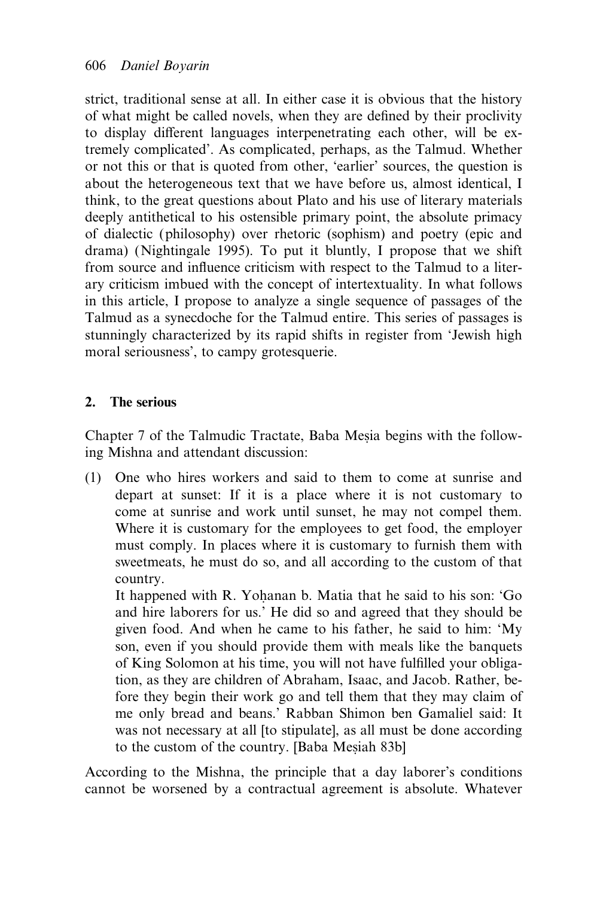strict, traditional sense at all. In either case it is obvious that the history of what might be called novels, when they are defined by their proclivity to display different languages interpenetrating each other, will be extremely complicated'. As complicated, perhaps, as the Talmud. Whether or not this or that is quoted from other, 'earlier' sources, the question is about the heterogeneous text that we have before us, almost identical, I think, to the great questions about Plato and his use of literary materials deeply antithetical to his ostensible primary point, the absolute primacy of dialectic (philosophy) over rhetoric (sophism) and poetry (epic and drama) (Nightingale 1995). To put it bluntly, I propose that we shift from source and influence criticism with respect to the Talmud to a literary criticism imbued with the concept of intertextuality. In what follows in this article, I propose to analyze a single sequence of passages of the Talmud as a synecdoche for the Talmud entire. This series of passages is stunningly characterized by its rapid shifts in register from 'Jewish high moral seriousness', to campy grotesquerie.

## 2. The serious

Chapter 7 of the Talmudic Tractate, Baba Meṣia begins with the following Mishna and attendant discussion:

(1) One who hires workers and said to them to come at sunrise and depart at sunset: If it is a place where it is not customary to come at sunrise and work until sunset, he may not compel them. Where it is customary for the employees to get food, the employer must comply. In places where it is customary to furnish them with sweetmeats, he must do so, and all according to the custom of that country.

It happened with R. Yoḥanan b. Matia that he said to his son: 'Go and hire laborers for us.' He did so and agreed that they should be given food. And when he came to his father, he said to him: 'My son, even if you should provide them with meals like the banquets of King Solomon at his time, you will not have fulfilled your obligation, as they are children of Abraham, Isaac, and Jacob. Rather, before they begin their work go and tell them that they may claim of me only bread and beans.' Rabban Shimon ben Gamaliel said: It was not necessary at all [to stipulate], as all must be done according to the custom of the country. [Baba Meṣiah 83b]

According to the Mishna, the principle that a day laborer's conditions cannot be worsened by a contractual agreement is absolute. Whatever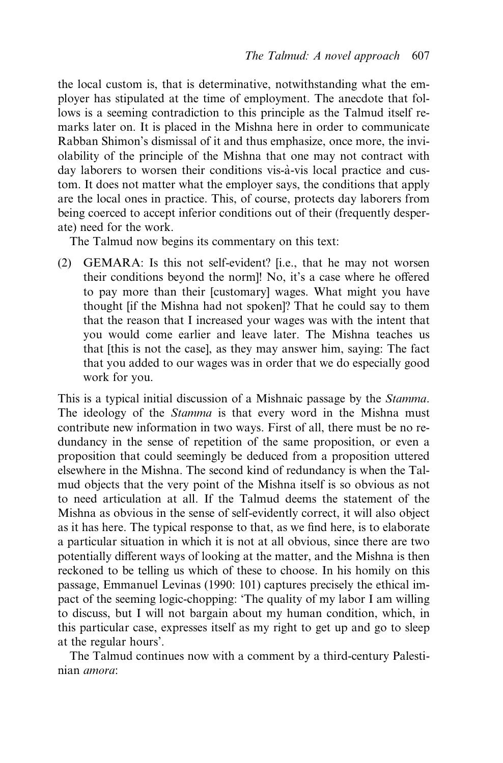the local custom is, that is determinative, notwithstanding what the employer has stipulated at the time of employment. The anecdote that follows is a seeming contradiction to this principle as the Talmud itself remarks later on. It is placed in the Mishna here in order to communicate Rabban Shimon's dismissal of it and thus emphasize, once more, the inviolability of the principle of the Mishna that one may not contract with day laborers to worsen their conditions vis-à-vis local practice and custom. It does not matter what the employer says, the conditions that apply are the local ones in practice. This, of course, protects day laborers from being coerced to accept inferior conditions out of their (frequently desperate) need for the work.

The Talmud now begins its commentary on this text:

(2) GEMARA: Is this not self-evident? [i.e., that he may not worsen their conditions beyond the norm]! No, it's a case where he offered to pay more than their [customary] wages. What might you have thought [if the Mishna had not spoken]? That he could say to them that the reason that I increased your wages was with the intent that you would come earlier and leave later. The Mishna teaches us that [this is not the case], as they may answer him, saying: The fact that you added to our wages was in order that we do especially good work for you.

This is a typical initial discussion of a Mishnaic passage by the *Stamma*. The ideology of the *Stamma* is that every word in the Mishna must contribute new information in two ways. First of all, there must be no redundancy in the sense of repetition of the same proposition, or even a proposition that could seemingly be deduced from a proposition uttered elsewhere in the Mishna. The second kind of redundancy is when the Talmud objects that the very point of the Mishna itself is so obvious as not to need articulation at all. If the Talmud deems the statement of the Mishna as obvious in the sense of self-evidently correct, it will also object as it has here. The typical response to that, as we find here, is to elaborate a particular situation in which it is not at all obvious, since there are two potentially different ways of looking at the matter, and the Mishna is then reckoned to be telling us which of these to choose. In his homily on this passage, Emmanuel Levinas (1990: 101) captures precisely the ethical impact of the seeming logic-chopping: 'The quality of my labor I am willing to discuss, but I will not bargain about my human condition, which, in this particular case, expresses itself as my right to get up and go to sleep at the regular hours'.

The Talmud continues now with a comment by a third-century Palestinian *amora*: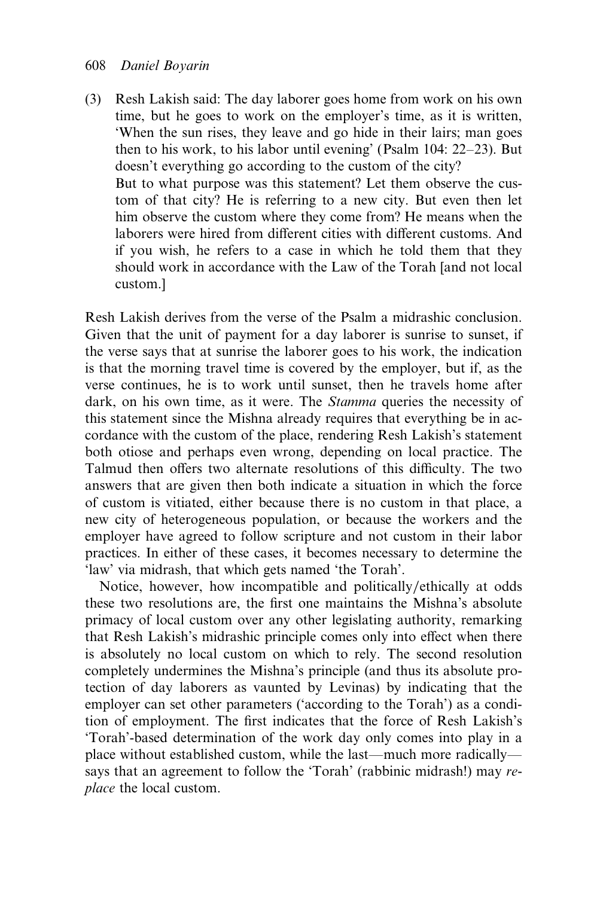(3) Resh Lakish said: The day laborer goes home from work on his own time, but he goes to work on the employer's time, as it is written, 'When the sun rises, they leave and go hide in their lairs; man goes then to his work, to his labor until evening' (Psalm 104: 22–23). But doesn't everything go according to the custom of the city?
But to what purpose was this statement? Let them observe the custom of that city? He is referring to a new city. But even then let him observe the custom where they come from? He means when the laborers were hired from different cities with different customs. And if you wish, he refers to a case in which he told them that they should work in accordance with the Law of the Torah [and not local custom.]

Resh Lakish derives from the verse of the Psalm a midrashic conclusion. Given that the unit of payment for a day laborer is sunrise to sunset, if the verse says that at sunrise the laborer goes to his work, the indication is that the morning travel time is covered by the employer, but if, as the verse continues, he is to work until sunset, then he travels home after dark, on his own time, as it were. The *Stamma* queries the necessity of this statement since the Mishna already requires that everything be in accordance with the custom of the place, rendering Resh Lakish's statement both otiose and perhaps even wrong, depending on local practice. The Talmud then offers two alternate resolutions of this difficulty. The two answers that are given then both indicate a situation in which the force of custom is vitiated, either because there is no custom in that place, a new city of heterogeneous population, or because the workers and the employer have agreed to follow scripture and not custom in their labor practices. In either of these cases, it becomes necessary to determine the 'law' via midrash, that which gets named 'the Torah'.

Notice, however, how incompatible and politically/ethically at odds these two resolutions are, the first one maintains the Mishna's absolute primacy of local custom over any other legislating authority, remarking that Resh Lakish's midrashic principle comes only into effect when there is absolutely no local custom on which to rely. The second resolution completely undermines the Mishna's principle (and thus its absolute protection of day laborers as vaunted by Levinas) by indicating that the employer can set other parameters ('according to the Torah') as a condition of employment. The first indicates that the force of Resh Lakish's 'Torah'-based determination of the work day only comes into play in a place without established custom, while the last—much more radically—says that an agreement to follow the 'Torah' (rabbinic midrash!) may *replace* the local custom.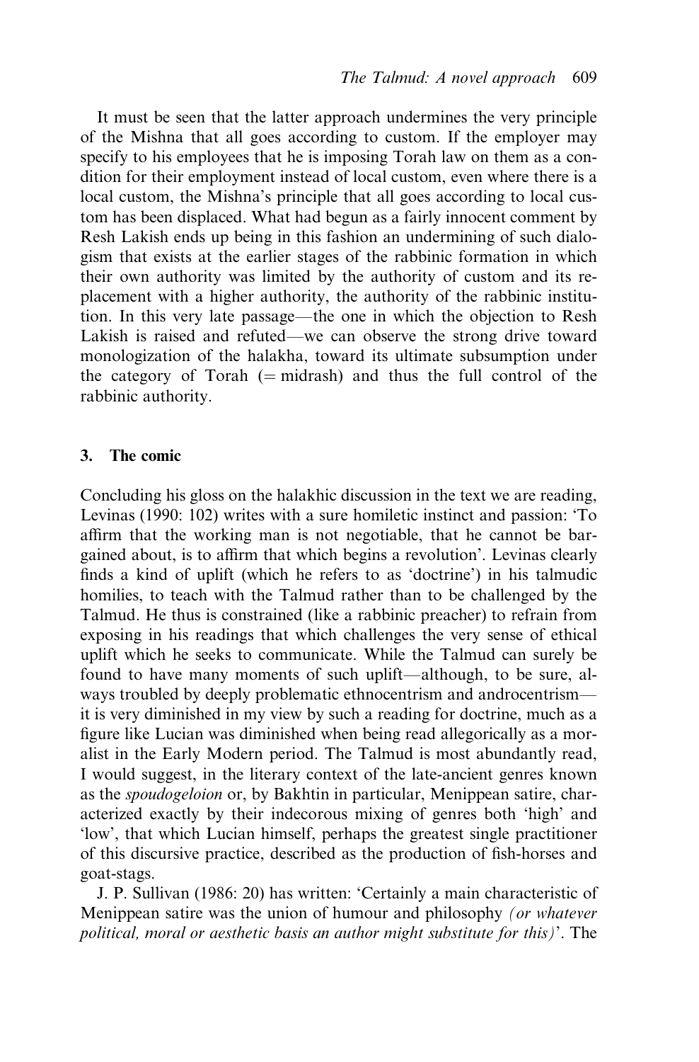It must be seen that the latter approach undermines the very principle of the Mishna that all goes according to custom. If the employer may specify to his employees that he is imposing Torah law on them as a condition for their employment instead of local custom, even where there is a local custom, the Mishna's principle that all goes according to local custom has been displaced. What had begun as a fairly innocent comment by Resh Lakish ends up being in this fashion an undermining of such dialogism that exists at the earlier stages of the rabbinic formation in which their own authority was limited by the authority of custom and its replacement with a higher authority, the authority of the rabbinic institution. In this very late passage—the one in which the objection to Resh Lakish is raised and refuted—we can observe the strong drive toward monologization of the halakha, toward its ultimate subsumption under the category of Torah (= midrash) and thus the full control of the rabbinic authority.

## 3. The comic

Concluding his gloss on the halakhic discussion in the text we are reading, Levinas (1990: 102) writes with a sure homiletic instinct and passion: 'To affirm that the working man is not negotiable, that he cannot be bargained about, is to affirm that which begins a revolution'. Levinas clearly finds a kind of uplift (which he refers to as 'doctrine') in his talmudic homilies, to teach with the Talmud rather than to be challenged by the Talmud. He thus is constrained (like a rabbinic preacher) to refrain from exposing in his readings that which challenges the very sense of ethical uplift which he seeks to communicate. While the Talmud can surely be found to have many moments of such uplift—although, to be sure, always troubled by deeply problematic ethnocentrism and androcentrism—it is very diminished in my view by such a reading for doctrine, much as a figure like Lucian was diminished when being read allegorically as a moralist in the Early Modern period. The Talmud is most abundantly read, I would suggest, in the literary context of the late-ancient genres known as the *spoudogeloion* or, by Bakhtin in particular, Menippean satire, characterized exactly by their indecorous mixing of genres both 'high' and 'low', that which Lucian himself, perhaps the greatest single practitioner of this discursive practice, described as the production of fish-horses and goat-stags.

J. P. Sullivan (1986: 20) has written: 'Certainly a main characteristic of Menippean satire was the union of humour and philosophy *(or whatever political, moral or aesthetic basis an author might substitute for this)*'. The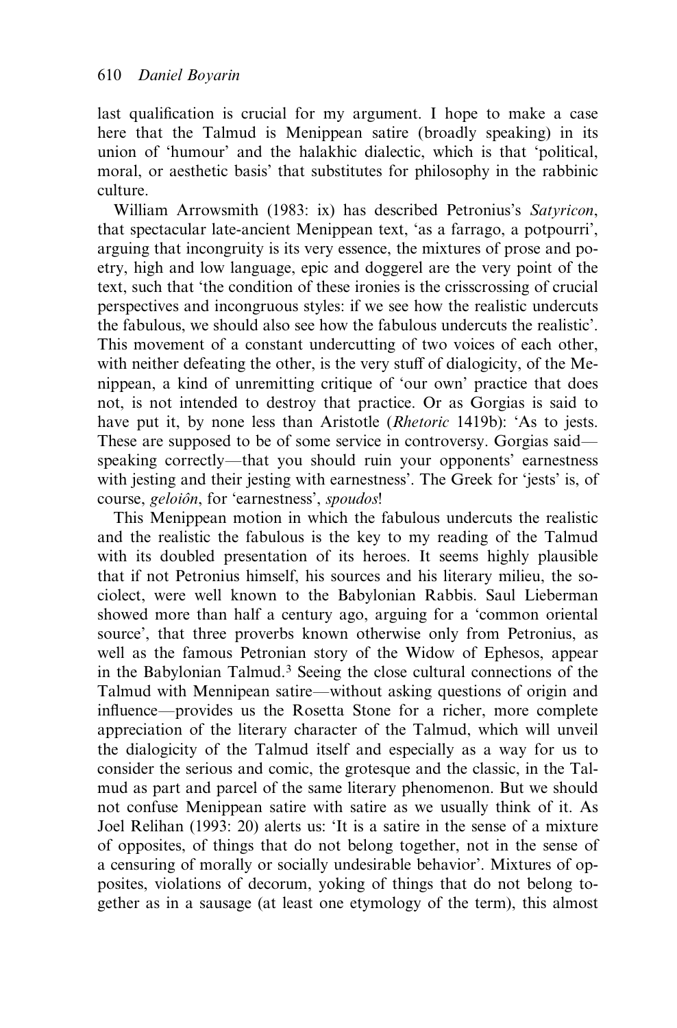last qualification is crucial for my argument. I hope to make a case here that the Talmud is Menippean satire (broadly speaking) in its union of 'humour' and the halakhic dialectic, which is that 'political, moral, or aesthetic basis' that substitutes for philosophy in the rabbinic culture.

William Arrowsmith (1983: ix) has described Petronius's *Satyricon*, that spectacular late-ancient Menippean text, 'as a farrago, a potpourri', arguing that incongruity is its very essence, the mixtures of prose and poetry, high and low language, epic and doggerel are the very point of the text, such that 'the condition of these ironies is the crisscrossing of crucial perspectives and incongruous styles: if we see how the realistic undercuts the fabulous, we should also see how the fabulous undercuts the realistic'. This movement of a constant undercutting of two voices of each other, with neither defeating the other, is the very stuff of dialogicity, of the Menippean, a kind of unremitting critique of 'our own' practice that does not, is not intended to destroy that practice. Or as Gorgias is said to have put it, by none less than Aristotle (*Rhetoric* 1419b): 'As to jests. These are supposed to be of some service in controversy. Gorgias said—speaking correctly—that you should ruin your opponents' earnestness with jesting and their jesting with earnestness'. The Greek for 'jests' is, of course, *geloiôn*, for 'earnestness', *spoudos*!

This Menippean motion in which the fabulous undercuts the realistic and the realistic the fabulous is the key to my reading of the Talmud with its doubled presentation of its heroes. It seems highly plausible that if not Petronius himself, his sources and his literary milieu, the sociolect, were well known to the Babylonian Rabbis. Saul Lieberman showed more than half a century ago, arguing for a 'common oriental source', that three proverbs known otherwise only from Petronius, as well as the famous Petronian story of the Widow of Ephesos, appear in the Babylonian Talmud.[3] Seeing the close cultural connections of the Talmud with Mennipean satire—without asking questions of origin and influence—provides us the Rosetta Stone for a richer, more complete appreciation of the literary character of the Talmud, which will unveil the dialogicity of the Talmud itself and especially as a way for us to consider the serious and comic, the grotesque and the classic, in the Talmud as part and parcel of the same literary phenomenon. But we should not confuse Menippean satire with satire as we usually think of it. As Joel Relihan (1993: 20) alerts us: 'It is a satire in the sense of a mixture of opposites, of things that do not belong together, not in the sense of a censuring of morally or socially undesirable behavior'. Mixtures of opposites, violations of decorum, yoking of things that do not belong together as in a sausage (at least one etymology of the term), this almost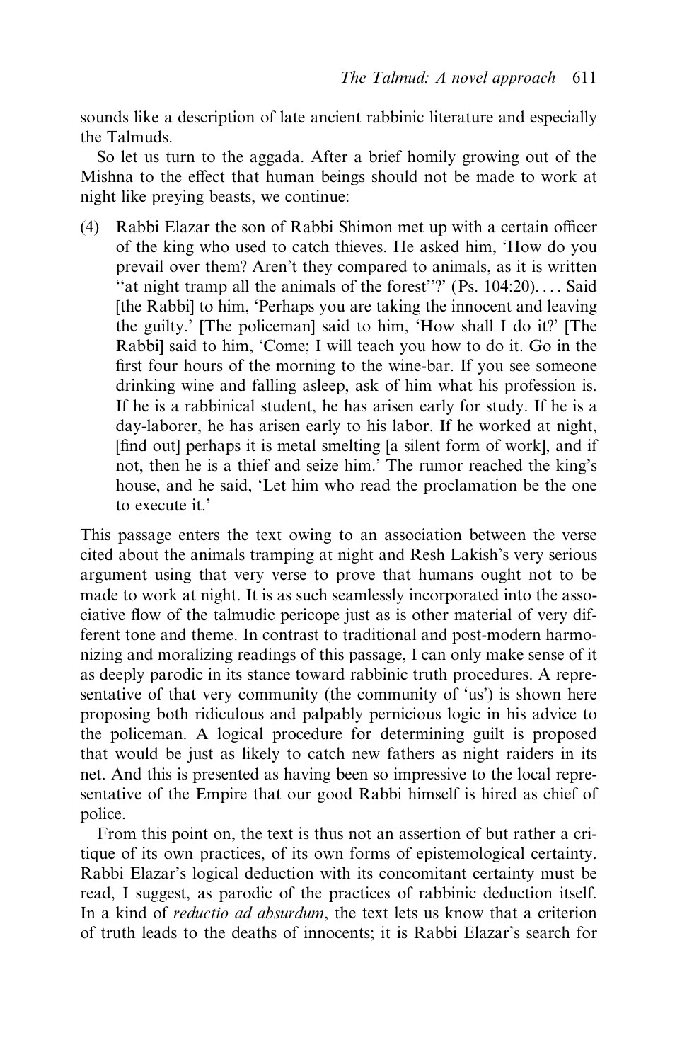sounds like a description of late ancient rabbinic literature and especially the Talmuds.

So let us turn to the aggada. After a brief homily growing out of the Mishna to the effect that human beings should not be made to work at night like preying beasts, we continue:

(4) Rabbi Elazar the son of Rabbi Shimon met up with a certain officer of the king who used to catch thieves. He asked him, 'How do you prevail over them? Aren't they compared to animals, as it is written "at night tramp all the animals of the forest"?' (Ps. 104:20). . . . Said [the Rabbi] to him, 'Perhaps you are taking the innocent and leaving the guilty.' [The policeman] said to him, 'How shall I do it?' [The Rabbi] said to him, 'Come; I will teach you how to do it. Go in the first four hours of the morning to the wine-bar. If you see someone drinking wine and falling asleep, ask of him what his profession is. If he is a rabbinical student, he has arisen early for study. If he is a day-laborer, he has arisen early to his labor. If he worked at night, [find out] perhaps it is metal smelting [a silent form of work], and if not, then he is a thief and seize him.' The rumor reached the king's house, and he said, 'Let him who read the proclamation be the one to execute it.'

This passage enters the text owing to an association between the verse cited about the animals tramping at night and Resh Lakish's very serious argument using that very verse to prove that humans ought not to be made to work at night. It is as such seamlessly incorporated into the associative flow of the talmudic pericope just as is other material of very different tone and theme. In contrast to traditional and post-modern harmonizing and moralizing readings of this passage, I can only make sense of it as deeply parodic in its stance toward rabbinic truth procedures. A representative of that very community (the community of 'us') is shown here proposing both ridiculous and palpably pernicious logic in his advice to the policeman. A logical procedure for determining guilt is proposed that would be just as likely to catch new fathers as night raiders in its net. And this is presented as having been so impressive to the local representative of the Empire that our good Rabbi himself is hired as chief of police.

From this point on, the text is thus not an assertion of but rather a critique of its own practices, of its own forms of epistemological certainty. Rabbi Elazar's logical deduction with its concomitant certainty must be read, I suggest, as parodic of the practices of rabbinic deduction itself. In a kind of *reductio ad absurdum*, the text lets us know that a criterion of truth leads to the deaths of innocents; it is Rabbi Elazar's search for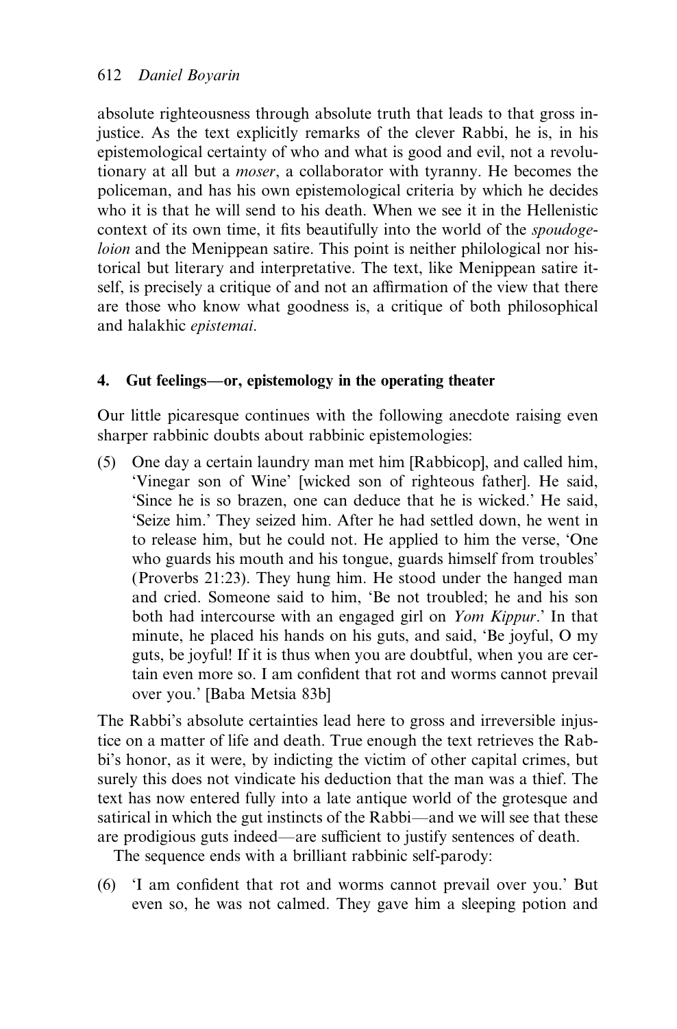absolute righteousness through absolute truth that leads to that gross injustice. As the text explicitly remarks of the clever Rabbi, he is, in his epistemological certainty of who and what is good and evil, not a revolutionary at all but a *moser*, a collaborator with tyranny. He becomes the policeman, and has his own epistemological criteria by which he decides who it is that he will send to his death. When we see it in the Hellenistic context of its own time, it fits beautifully into the world of the *spoudogeloion* and the Menippean satire. This point is neither philological nor historical but literary and interpretative. The text, like Menippean satire itself, is precisely a critique of and not an affirmation of the view that there are those who know what goodness is, a critique of both philosophical and halakhic *epistemai*.

## 4. Gut feelings—or, epistemology in the operating theater

Our little picaresque continues with the following anecdote raising even sharper rabbinic doubts about rabbinic epistemologies:

(5) One day a certain laundry man met him [Rabbicop], and called him, 'Vinegar son of Wine' [wicked son of righteous father]. He said, 'Since he is so brazen, one can deduce that he is wicked.' He said, 'Seize him.' They seized him. After he had settled down, he went in to release him, but he could not. He applied to him the verse, 'One who guards his mouth and his tongue, guards himself from troubles' (Proverbs 21:23). They hung him. He stood under the hanged man and cried. Someone said to him, 'Be not troubled; he and his son both had intercourse with an engaged girl on *Yom Kippur*.' In that minute, he placed his hands on his guts, and said, 'Be joyful, O my guts, be joyful! If it is thus when you are doubtful, when you are certain even more so. I am confident that rot and worms cannot prevail over you.' [Baba Metsia 83b]

The Rabbi's absolute certainties lead here to gross and irreversible injustice on a matter of life and death. True enough the text retrieves the Rabbi's honor, as it were, by indicting the victim of other capital crimes, but surely this does not vindicate his deduction that the man was a thief. The text has now entered fully into a late antique world of the grotesque and satirical in which the gut instincts of the Rabbi—and we will see that these are prodigious guts indeed—are sufficient to justify sentences of death.

The sequence ends with a brilliant rabbinic self-parody:

(6) 'I am confident that rot and worms cannot prevail over you.' But even so, he was not calmed. They gave him a sleeping potion and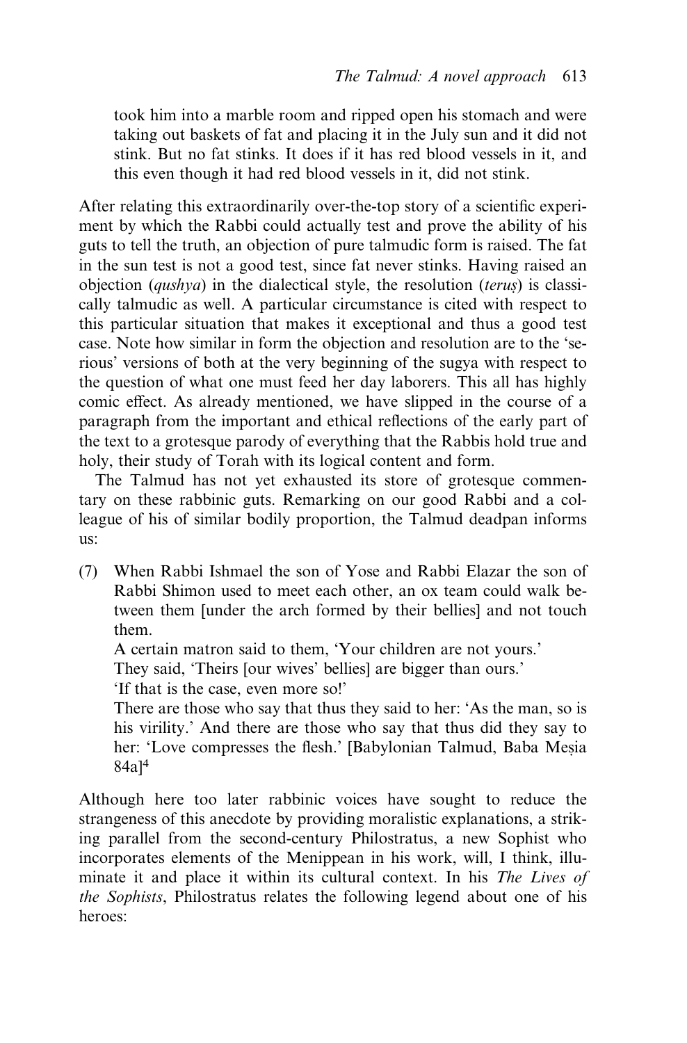took him into a marble room and ripped open his stomach and were taking out baskets of fat and placing it in the July sun and it did not stink. But no fat stinks. It does if it has red blood vessels in it, and this even though it had red blood vessels in it, did not stink.

After relating this extraordinarily over-the-top story of a scientific experiment by which the Rabbi could actually test and prove the ability of his guts to tell the truth, an objection of pure talmudic form is raised. The fat in the sun test is not a good test, since fat never stinks. Having raised an objection (*qushya*) in the dialectical style, the resolution (*teruṣ*) is classically talmudic as well. A particular circumstance is cited with respect to this particular situation that makes it exceptional and thus a good test case. Note how similar in form the objection and resolution are to the 'serious' versions of both at the very beginning of the sugya with respect to the question of what one must feed her day laborers. This all has highly comic effect. As already mentioned, we have slipped in the course of a paragraph from the important and ethical reflections of the early part of the text to a grotesque parody of everything that the Rabbis hold true and holy, their study of Torah with its logical content and form.

The Talmud has not yet exhausted its store of grotesque commentary on these rabbinic guts. Remarking on our good Rabbi and a colleague of his of similar bodily proportion, the Talmud deadpan informs us:

(7) When Rabbi Ishmael the son of Yose and Rabbi Elazar the son of Rabbi Shimon used to meet each other, an ox team could walk between them [under the arch formed by their bellies] and not touch them.
A certain matron said to them, 'Your children are not yours.'
They said, 'Theirs [our wives' bellies] are bigger than ours.'
'If that is the case, even more so!'
There are those who say that thus they said to her: 'As the man, so is his virility.' And there are those who say that thus did they say to her: 'Love compresses the flesh.' [Babylonian Talmud, Baba Meṣia 84a][4]

Although here too later rabbinic voices have sought to reduce the strangeness of this anecdote by providing moralistic explanations, a striking parallel from the second-century Philostratus, a new Sophist who incorporates elements of the Menippean in his work, will, I think, illuminate it and place it within its cultural context. In his *The Lives of the Sophists*, Philostratus relates the following legend about one of his heroes: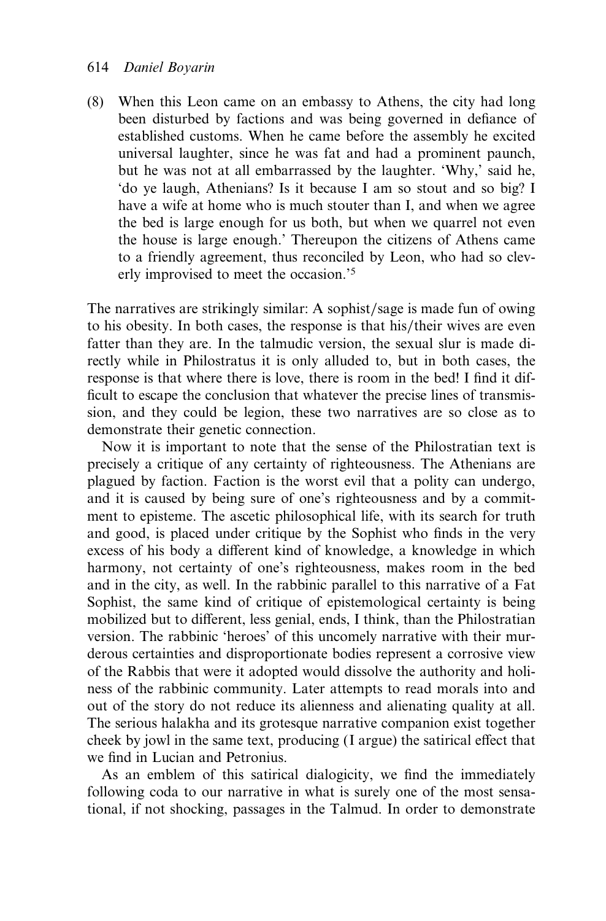(8) When this Leon came on an embassy to Athens, the city had long been disturbed by factions and was being governed in defiance of established customs. When he came before the assembly he excited universal laughter, since he was fat and had a prominent paunch, but he was not at all embarrassed by the laughter. 'Why,' said he, 'do ye laugh, Athenians? Is it because I am so stout and so big? I have a wife at home who is much stouter than I, and when we agree the bed is large enough for us both, but when we quarrel not even the house is large enough.' Thereupon the citizens of Athens came to a friendly agreement, thus reconciled by Leon, who had so cleverly improvised to meet the occasion.'[5]

The narratives are strikingly similar: A sophist/sage is made fun of owing to his obesity. In both cases, the response is that his/their wives are even fatter than they are. In the talmudic version, the sexual slur is made directly while in Philostratus it is only alluded to, but in both cases, the response is that where there is love, there is room in the bed! I find it difficult to escape the conclusion that whatever the precise lines of transmission, and they could be legion, these two narratives are so close as to demonstrate their genetic connection.

Now it is important to note that the sense of the Philostratian text is precisely a critique of any certainty of righteousness. The Athenians are plagued by faction. Faction is the worst evil that a polity can undergo, and it is caused by being sure of one's righteousness and by a commitment to episteme. The ascetic philosophical life, with its search for truth and good, is placed under critique by the Sophist who finds in the very excess of his body a different kind of knowledge, a knowledge in which harmony, not certainty of one's righteousness, makes room in the bed and in the city, as well. In the rabbinic parallel to this narrative of a Fat Sophist, the same kind of critique of epistemological certainty is being mobilized but to different, less genial, ends, I think, than the Philostratian version. The rabbinic 'heroes' of this uncomely narrative with their murderous certainties and disproportionate bodies represent a corrosive view of the Rabbis that were it adopted would dissolve the authority and holiness of the rabbinic community. Later attempts to read morals into and out of the story do not reduce its alienness and alienating quality at all. The serious halakha and its grotesque narrative companion exist together cheek by jowl in the same text, producing (I argue) the satirical effect that we find in Lucian and Petronius.

As an emblem of this satirical dialogicity, we find the immediately following coda to our narrative in what is surely one of the most sensational, if not shocking, passages in the Talmud. In order to demonstrate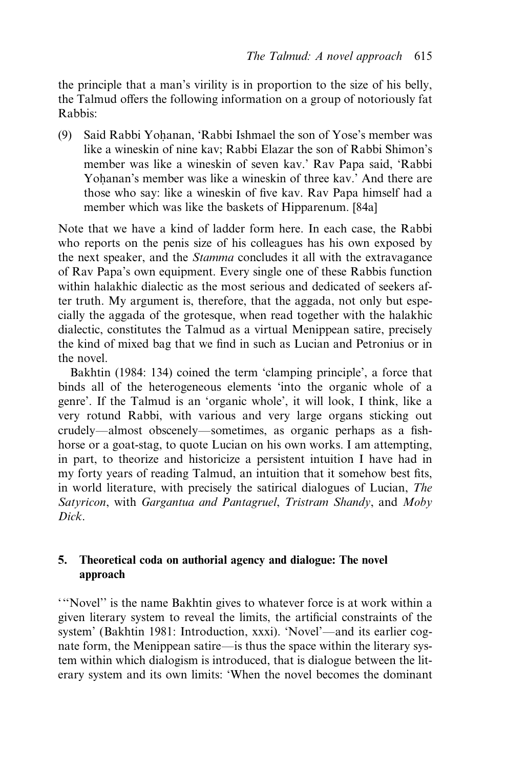the principle that a man's virility is in proportion to the size of his belly, the Talmud offers the following information on a group of notoriously fat Rabbis:

(9) Said Rabbi Yoḥanan, 'Rabbi Ishmael the son of Yose's member was like a wineskin of nine kav; Rabbi Elazar the son of Rabbi Shimon's member was like a wineskin of seven kav.' Rav Papa said, 'Rabbi Yoḥanan's member was like a wineskin of three kav.' And there are those who say: like a wineskin of five kav. Rav Papa himself had a member which was like the baskets of Hipparenum. [84a]

Note that we have a kind of ladder form here. In each case, the Rabbi who reports on the penis size of his colleagues has his own exposed by the next speaker, and the *Stamma* concludes it all with the extravagance of Rav Papa's own equipment. Every single one of these Rabbis function within halakhic dialectic as the most serious and dedicated of seekers after truth. My argument is, therefore, that the aggada, not only but especially the aggada of the grotesque, when read together with the halakhic dialectic, constitutes the Talmud as a virtual Menippean satire, precisely the kind of mixed bag that we find in such as Lucian and Petronius or in the novel.

Bakhtin (1984: 134) coined the term 'clamping principle', a force that binds all of the heterogeneous elements 'into the organic whole of a genre'. If the Talmud is an 'organic whole', it will look, I think, like a very rotund Rabbi, with various and very large organs sticking out crudely—almost obscenely—sometimes, as organic perhaps as a fish-horse or a goat-stag, to quote Lucian on his own works. I am attempting, in part, to theorize and historicize a persistent intuition I have had in my forty years of reading Talmud, an intuition that it somehow best fits, in world literature, with precisely the satirical dialogues of Lucian, *The Satyricon*, with *Gargantua and Pantagruel*, *Tristram Shandy*, and *Moby Dick*.

## 5. Theoretical coda on authorial agency and dialogue: The novel approach

'"Novel" is the name Bakhtin gives to whatever force is at work within a given literary system to reveal the limits, the artificial constraints of the system' (Bakhtin 1981: Introduction, xxxi). 'Novel'—and its earlier cognate form, the Menippean satire—is thus the space within the literary system within which dialogism is introduced, that is dialogue between the literary system and its own limits: 'When the novel becomes the dominant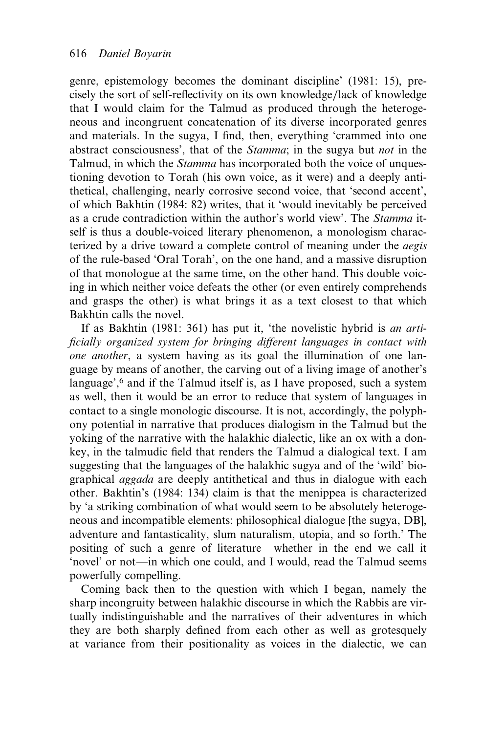genre, epistemology becomes the dominant discipline' (1981: 15), precisely the sort of self-reflectivity on its own knowledge/lack of knowledge that I would claim for the Talmud as produced through the heterogeneous and incongruent concatenation of its diverse incorporated genres and materials. In the sugya, I find, then, everything 'crammed into one abstract consciousness', that of the *Stamma*; in the sugya but *not* in the Talmud, in which the *Stamma* has incorporated both the voice of unquestioning devotion to Torah (his own voice, as it were) and a deeply antithetical, challenging, nearly corrosive second voice, that 'second accent', of which Bakhtin (1984: 82) writes, that it 'would inevitably be perceived as a crude contradiction within the author's world view'. The *Stamma* itself is thus a double-voiced literary phenomenon, a monologism characterized by a drive toward a complete control of meaning under the *aegis* of the rule-based 'Oral Torah', on the one hand, and a massive disruption of that monologue at the same time, on the other hand. This double voicing in which neither voice defeats the other (or even entirely comprehends and grasps the other) is what brings it as a text closest to that which Bakhtin calls the novel.

If as Bakhtin (1981: 361) has put it, 'the novelistic hybrid is *an artificially organized system for bringing different languages in contact with one another*, a system having as its goal the illumination of one language by means of another, the carving out of a living image of another's language',[6] and if the Talmud itself is, as I have proposed, such a system as well, then it would be an error to reduce that system of languages in contact to a single monologic discourse. It is not, accordingly, the polyphony potential in narrative that produces dialogism in the Talmud but the yoking of the narrative with the halakhic dialectic, like an ox with a donkey, in the talmudic field that renders the Talmud a dialogical text. I am suggesting that the languages of the halakhic sugya and of the 'wild' biographical *aggada* are deeply antithetical and thus in dialogue with each other. Bakhtin's (1984: 134) claim is that the menippea is characterized by 'a striking combination of what would seem to be absolutely heterogeneous and incompatible elements: philosophical dialogue [the sugya, DB], adventure and fantasticality, slum naturalism, utopia, and so forth.' The positing of such a genre of literature—whether in the end we call it 'novel' or not—in which one could, and I would, read the Talmud seems powerfully compelling.

Coming back then to the question with which I began, namely the sharp incongruity between halakhic discourse in which the Rabbis are virtually indistinguishable and the narratives of their adventures in which they are both sharply defined from each other as well as grotesquely at variance from their positionality as voices in the dialectic, we can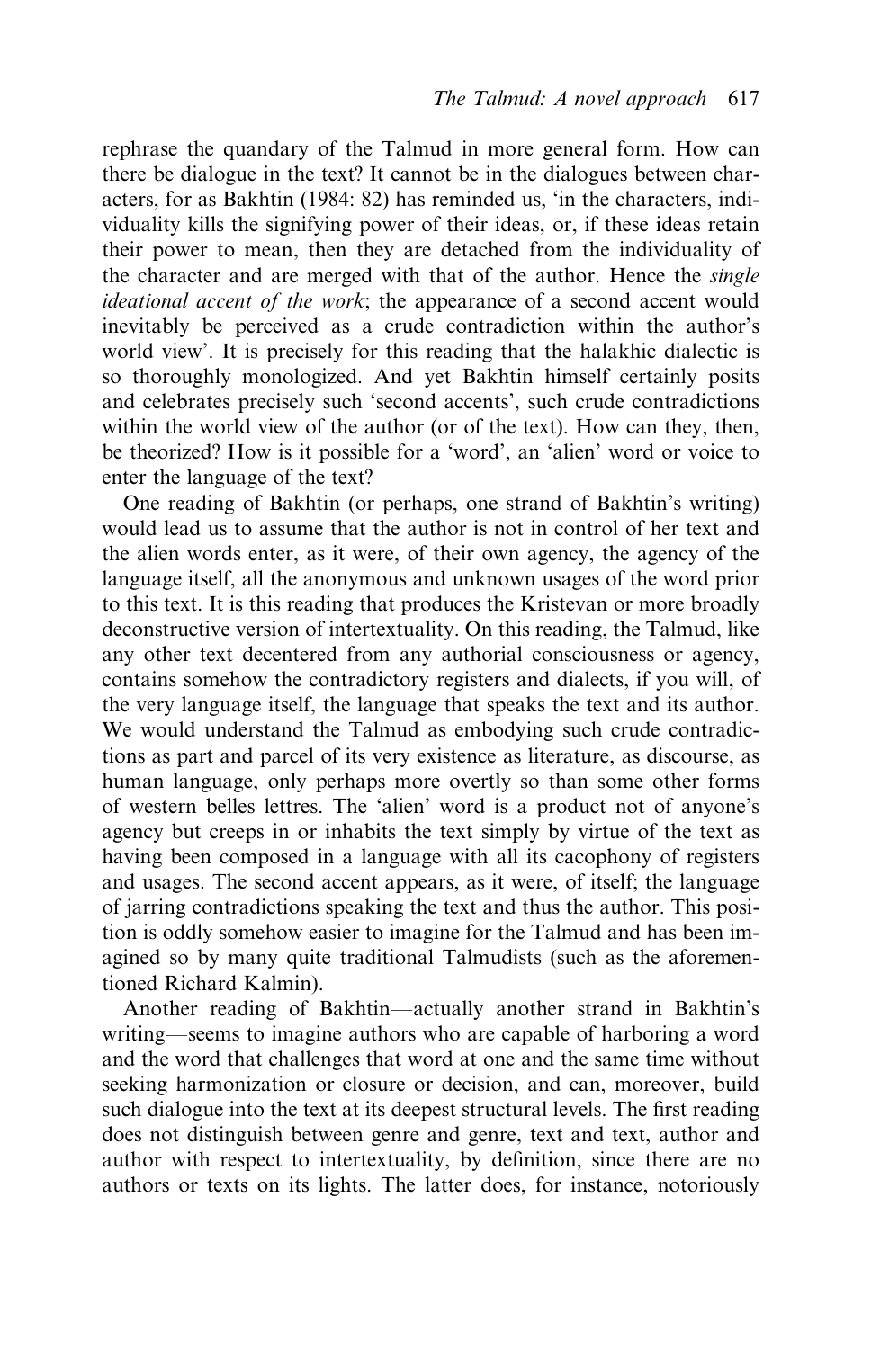rephrase the quandary of the Talmud in more general form. How can there be dialogue in the text? It cannot be in the dialogues between characters, for as Bakhtin (1984: 82) has reminded us, 'in the characters, individuality kills the signifying power of their ideas, or, if these ideas retain their power to mean, then they are detached from the individuality of the character and are merged with that of the author. Hence the *single ideational accent of the work*; the appearance of a second accent would inevitably be perceived as a crude contradiction within the author's world view'. It is precisely for this reading that the halakhic dialectic is so thoroughly monologized. And yet Bakhtin himself certainly posits and celebrates precisely such 'second accents', such crude contradictions within the world view of the author (or of the text). How can they, then, be theorized? How is it possible for a 'word', an 'alien' word or voice to enter the language of the text?

One reading of Bakhtin (or perhaps, one strand of Bakhtin's writing) would lead us to assume that the author is not in control of her text and the alien words enter, as it were, of their own agency, the agency of the language itself, all the anonymous and unknown usages of the word prior to this text. It is this reading that produces the Kristevan or more broadly deconstructive version of intertextuality. On this reading, the Talmud, like any other text decentered from any authorial consciousness or agency, contains somehow the contradictory registers and dialects, if you will, of the very language itself, the language that speaks the text and its author. We would understand the Talmud as embodying such crude contradictions as part and parcel of its very existence as literature, as discourse, as human language, only perhaps more overtly so than some other forms of western belles lettres. The 'alien' word is a product not of anyone's agency but creeps in or inhabits the text simply by virtue of the text as having been composed in a language with all its cacophony of registers and usages. The second accent appears, as it were, of itself; the language of jarring contradictions speaking the text and thus the author. This position is oddly somehow easier to imagine for the Talmud and has been imagined so by many quite traditional Talmudists (such as the aforementioned Richard Kalmin).

Another reading of Bakhtin—actually another strand in Bakhtin's writing—seems to imagine authors who are capable of harboring a word and the word that challenges that word at one and the same time without seeking harmonization or closure or decision, and can, moreover, build such dialogue into the text at its deepest structural levels. The first reading does not distinguish between genre and genre, text and text, author and author with respect to intertextuality, by definition, since there are no authors or texts on its lights. The latter does, for instance, notoriously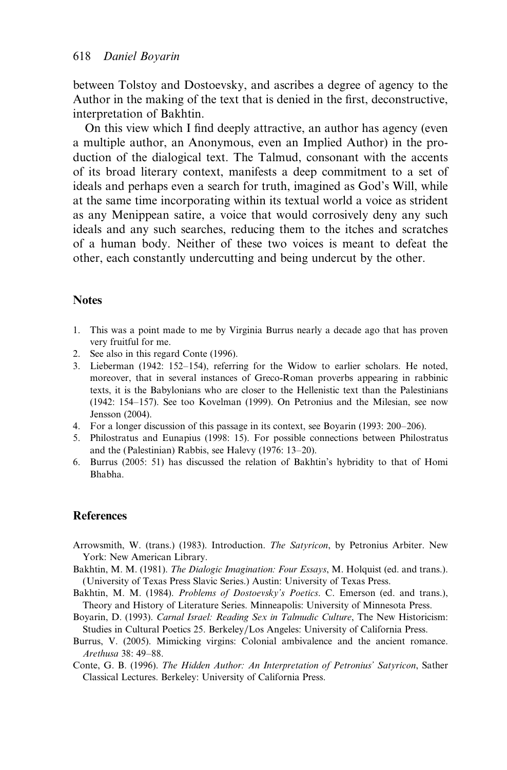between Tolstoy and Dostoevsky, and ascribes a degree of agency to the Author in the making of the text that is denied in the first, deconstructive, interpretation of Bakhtin.

On this view which I find deeply attractive, an author has agency (even a multiple author, an Anonymous, even an Implied Author) in the production of the dialogical text. The Talmud, consonant with the accents of its broad literary context, manifests a deep commitment to a set of ideals and perhaps even a search for truth, imagined as God's Will, while at the same time incorporating within its textual world a voice as strident as any Menippean satire, a voice that would corrosively deny any such ideals and any such searches, reducing them to the itches and scratches of a human body. Neither of these two voices is meant to defeat the other, each constantly undercutting and being undercut by the other.

## Notes

1. This was a point made to me by Virginia Burrus nearly a decade ago that has proven very fruitful for me.
2. See also in this regard Conte (1996).
3. Lieberman (1942: 152–154), referring for the Widow to earlier scholars. He noted, moreover, that in several instances of Greco-Roman proverbs appearing in rabbinic texts, it is the Babylonians who are closer to the Hellenistic text than the Palestinians (1942: 154–157). See too Kovelman (1999). On Petronius and the Milesian, see now Jensson (2004).
4. For a longer discussion of this passage in its context, see Boyarin (1993: 200–206).
5. Philostratus and Eunapius (1998: 15). For possible connections between Philostratus and the (Palestinian) Rabbis, see Halevy (1976: 13–20).
6. Burrus (2005: 51) has discussed the relation of Bakhtin's hybridity to that of Homi Bhabha.

## References

Arrowsmith, W. (trans.) (1983). Introduction. *The Satyricon*, by Petronius Arbiter. New York: New American Library.

Bakhtin, M. M. (1981). *The Dialogic Imagination: Four Essays*, M. Holquist (ed. and trans.). (University of Texas Press Slavic Series.) Austin: University of Texas Press.

Bakhtin, M. M. (1984). *Problems of Dostoevsky's Poetics*. C. Emerson (ed. and trans.), Theory and History of Literature Series. Minneapolis: University of Minnesota Press.

Boyarin, D. (1993). *Carnal Israel: Reading Sex in Talmudic Culture*, The New Historicism: Studies in Cultural Poetics 25. Berkeley/Los Angeles: University of California Press.

Burrus, V. (2005). Mimicking virgins: Colonial ambivalence and the ancient romance. *Arethusa* 38: 49–88.

Conte, G. B. (1996). *The Hidden Author: An Interpretation of Petronius' Satyricon*, Sather Classical Lectures. Berkeley: University of California Press.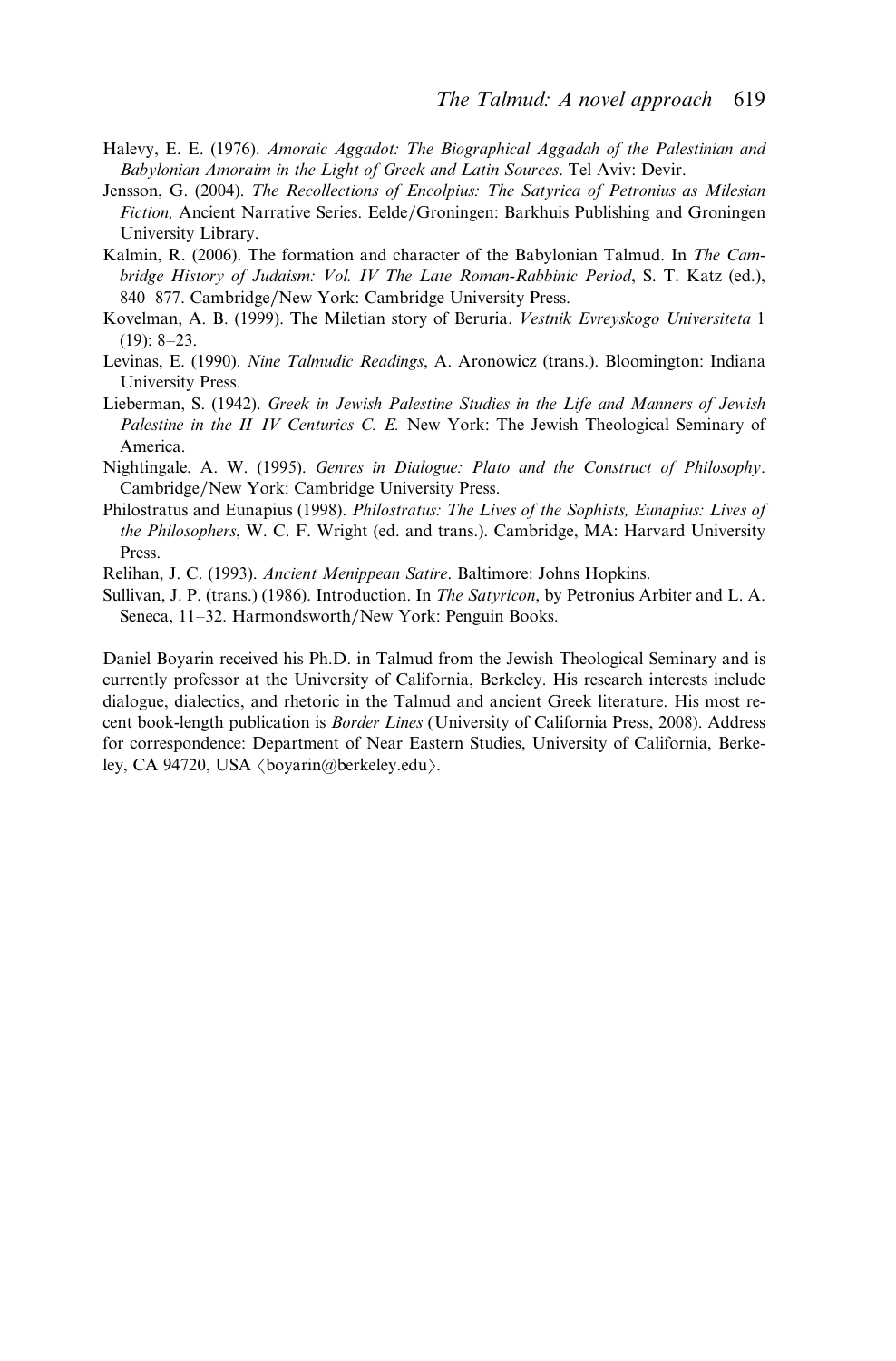Halevy, E. E. (1976). *Amoraic Aggadot: The Biographical Aggadah of the Palestinian and Babylonian Amoraim in the Light of Greek and Latin Sources*. Tel Aviv: Devir.

Jensson, G. (2004). *The Recollections of Encolpius: The Satyrica of Petronius as Milesian Fiction,* Ancient Narrative Series. Eelde/Groningen: Barkhuis Publishing and Groningen University Library.

Kalmin, R. (2006). The formation and character of the Babylonian Talmud. In *The Cambridge History of Judaism: Vol. IV The Late Roman-Rabbinic Period*, S. T. Katz (ed.), 840–877. Cambridge/New York: Cambridge University Press.

Kovelman, A. B. (1999). The Miletian story of Beruria. *Vestnik Evreyskogo Universiteta* 1 (19): 8–23.

Levinas, E. (1990). *Nine Talmudic Readings*, A. Aronowicz (trans.). Bloomington: Indiana University Press.

Lieberman, S. (1942). *Greek in Jewish Palestine Studies in the Life and Manners of Jewish Palestine in the II–IV Centuries C. E.* New York: The Jewish Theological Seminary of America.

Nightingale, A. W. (1995). *Genres in Dialogue: Plato and the Construct of Philosophy*. Cambridge/New York: Cambridge University Press.

Philostratus and Eunapius (1998). *Philostratus: The Lives of the Sophists, Eunapius: Lives of the Philosophers*, W. C. F. Wright (ed. and trans.). Cambridge, MA: Harvard University Press.

Relihan, J. C. (1993). *Ancient Menippean Satire*. Baltimore: Johns Hopkins.

Sullivan, J. P. (trans.) (1986). Introduction. In *The Satyricon*, by Petronius Arbiter and L. A. Seneca, 11–32. Harmondsworth/New York: Penguin Books.

Daniel Boyarin received his Ph.D. in Talmud from the Jewish Theological Seminary and is currently professor at the University of California, Berkeley. His research interests include dialogue, dialectics, and rhetoric in the Talmud and ancient Greek literature. His most recent book-length publication is *Border Lines* (University of California Press, 2008). Address for correspondence: Department of Near Eastern Studies, University of California, Berkeley, CA 94720, USA ⟨boyarin@berkeley.edu⟩.